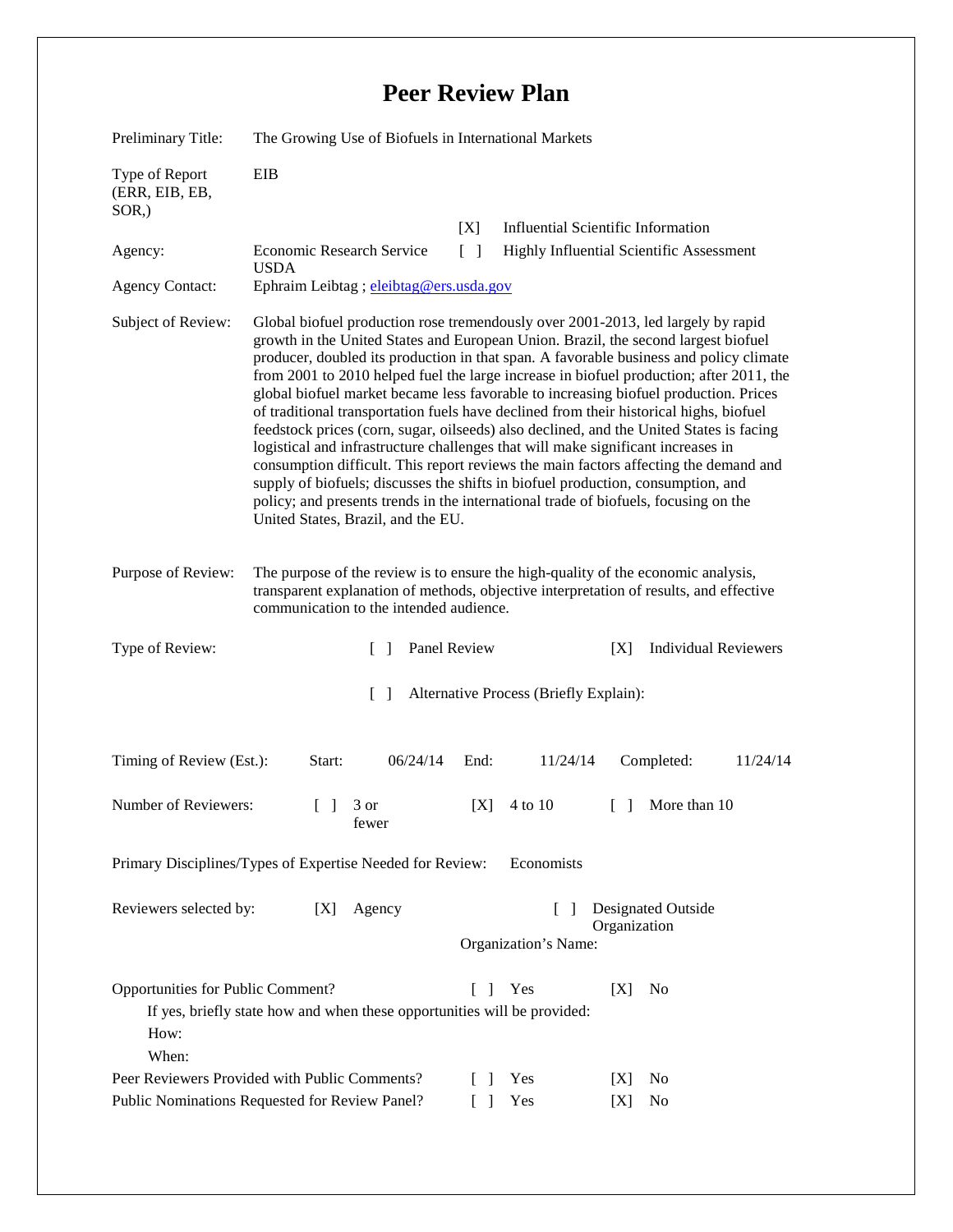# Peer Review Plan

| | |
|---|---|
| Preliminary Title: | The Growing Use of Biofuels in International Markets |
| Type of Report (ERR, EIB, EB, SOR,) | EIB |
| | [X] Influential Scientific Information |
| Agency: | Economic Research Service USDA — [ ] Highly Influential Scientific Assessment |
| Agency Contact: | Ephraim Leibtag ; eleibtag@ers.usda.gov |
| Subject of Review: | Global biofuel production rose tremendously over 2001-2013, led largely by rapid growth in the United States and European Union. Brazil, the second largest biofuel producer, doubled its production in that span. A favorable business and policy climate from 2001 to 2010 helped fuel the large increase in biofuel production; after 2011, the global biofuel market became less favorable to increasing biofuel production. Prices of traditional transportation fuels have declined from their historical highs, biofuel feedstock prices (corn, sugar, oilseeds) also declined, and the United States is facing logistical and infrastructure challenges that will make significant increases in consumption difficult. This report reviews the main factors affecting the demand and supply of biofuels; discusses the shifts in biofuel production, consumption, and policy; and presents trends in the international trade of biofuels, focusing on the United States, Brazil, and the EU. |
| Purpose of Review: | The purpose of the review is to ensure the high-quality of the economic analysis, transparent explanation of methods, objective interpretation of results, and effective communication to the intended audience. |

Type of Review: [ ] Panel Review [X] Individual Reviewers

[ ] Alternative Process (Briefly Explain):

Timing of Review (Est.): Start: 06/24/14 End: 11/24/14 Completed: 11/24/14

Number of Reviewers: [ ] 3 or fewer [X] 4 to 10 [ ] More than 10

Primary Disciplines/Types of Expertise Needed for Review: Economists

Reviewers selected by: [X] Agency [ ] Designated Outside Organization

Organization's Name:

Opportunities for Public Comment? [ ] Yes [X] No

If yes, briefly state how and when these opportunities will be provided:

How:

When:

Peer Reviewers Provided with Public Comments? [ ] Yes [X] No

Public Nominations Requested for Review Panel? [ ] Yes [X] No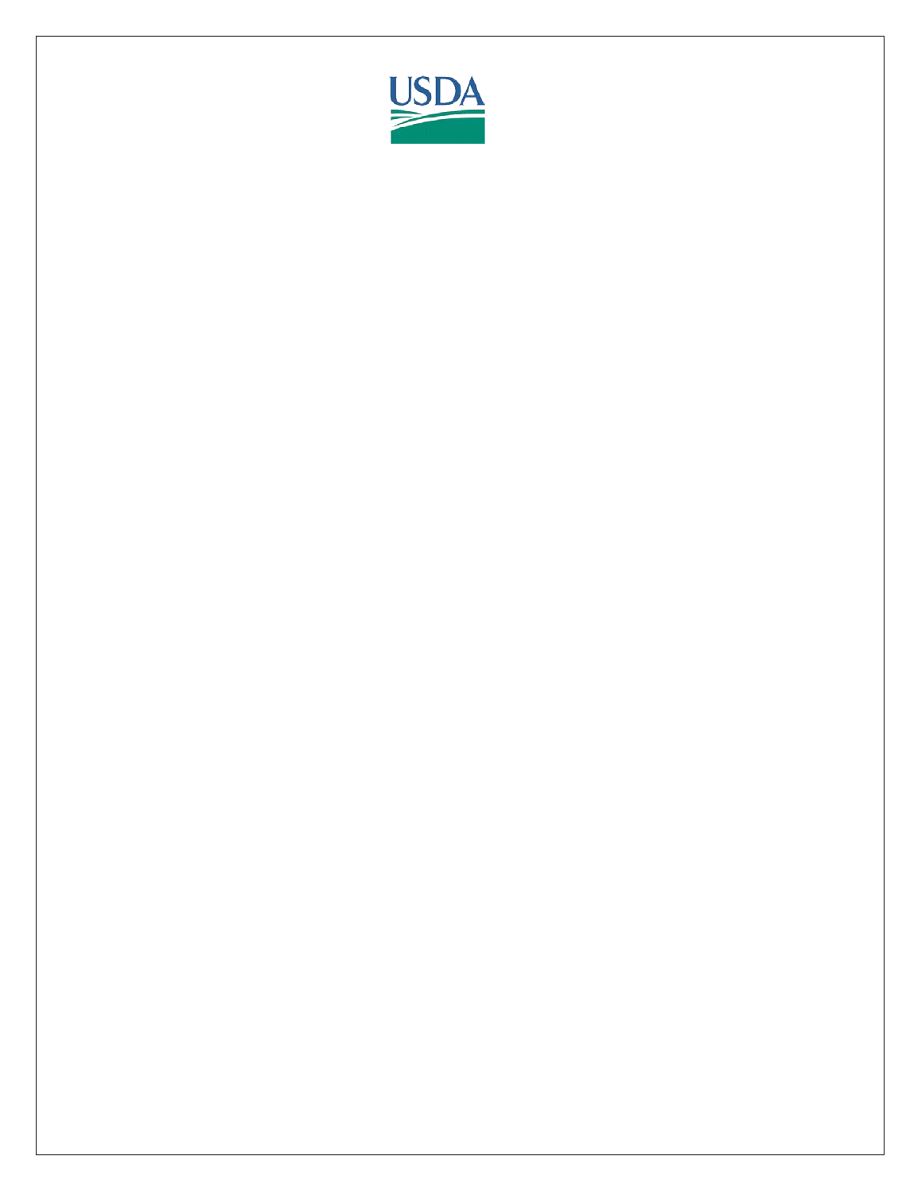USDA